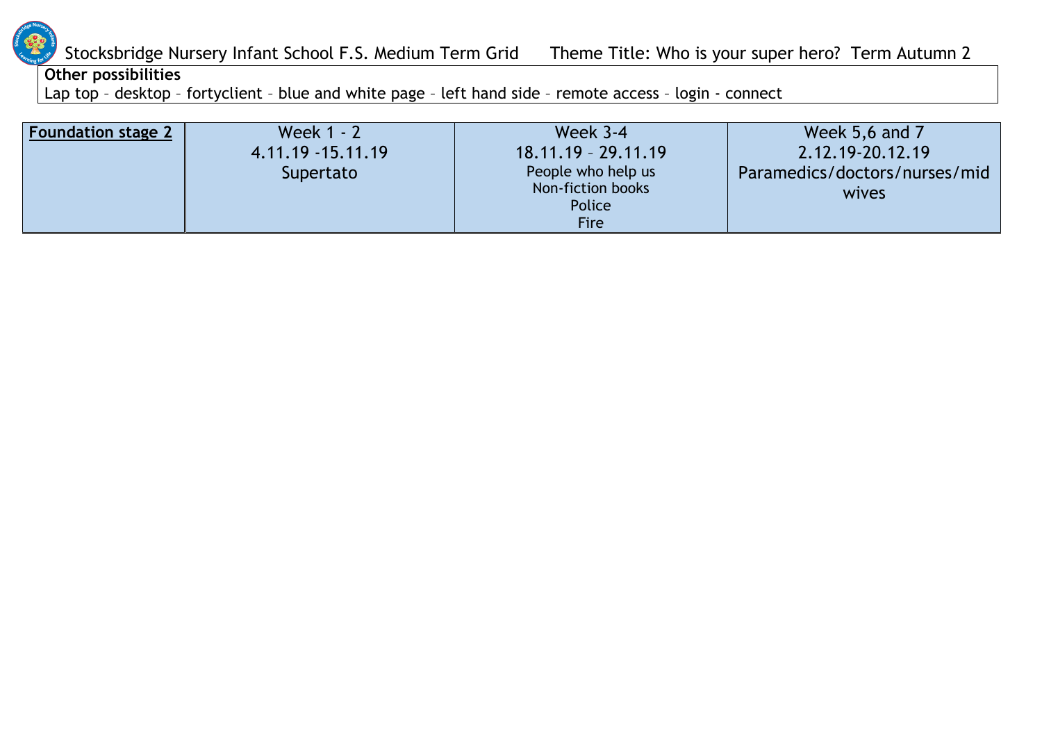Stocksbridge Nursery Infant School F.S. Medium Term Grid    Theme Title: Who is your super hero?  Term Autumn 2

**Other possibilities**
Lap top – desktop – fortyclient – blue and white page – left hand side – remote access – login - connect

| **Foundation stage 2** | Week 1 - 2<br>4.11.19 -15.11.19<br>Supertato | Week 3-4<br>18.11.19 – 29.11.19<br>People who help us<br>Non-fiction books<br>Police<br>Fire | Week 5,6 and 7<br>2.12.19-20.12.19<br>Paramedics/doctors/nurses/midwives |
|---|---|---|---|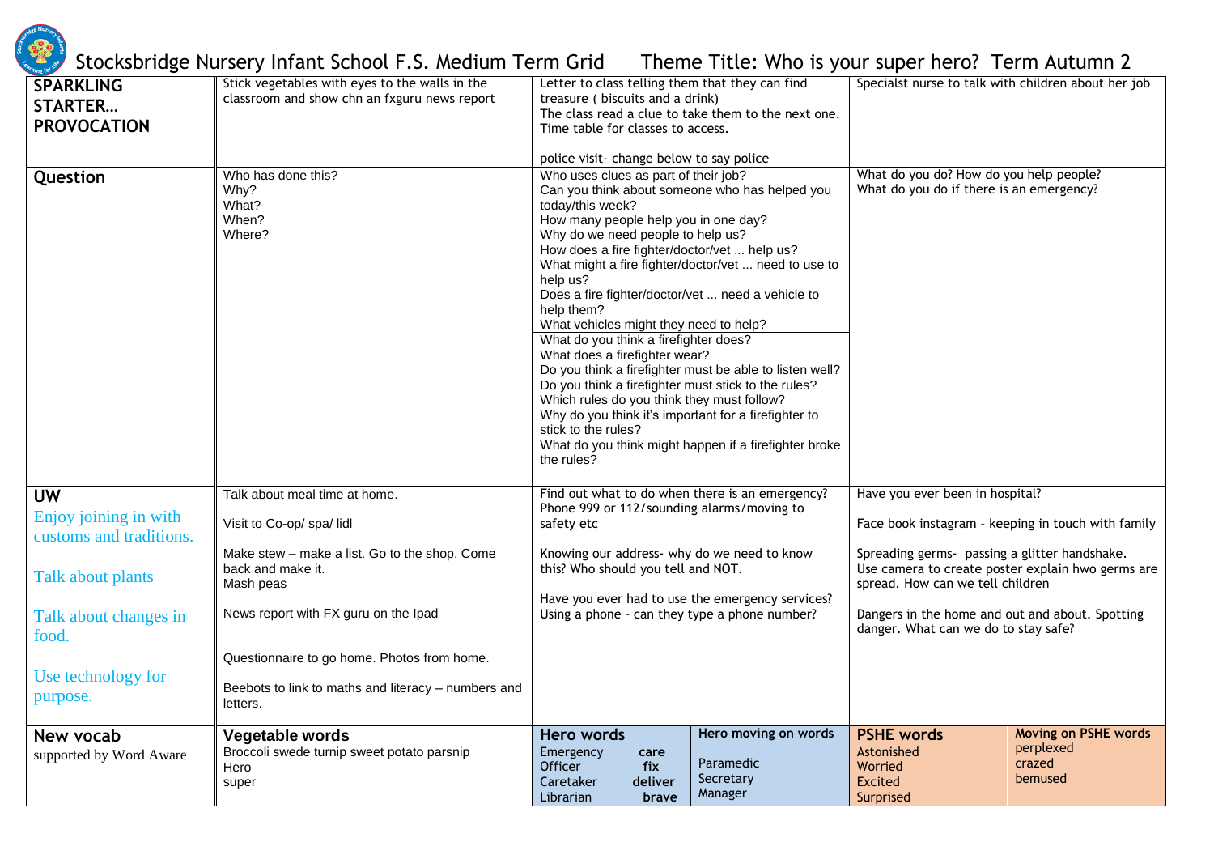# Stocksbridge Nursery Infant School F.S. Medium Term Grid  Theme Title: Who is your super hero?  Term Autumn 2

| | | | |
|---|---|---|---|
| **SPARKLING STARTER… PROVOCATION** | Stick vegetables with eyes to the walls in the classroom and show chn an fxguru news report | Letter to class telling them that they can find treasure ( biscuits and a drink)<br>The class read a clue to take them to the next one.<br>Time table for classes to access.<br><br>police visit- change below to say police | Specialst nurse to talk with children about her job |
| **Question** | Who has done this?<br>Why?<br>What?<br>When?<br>Where? | Who uses clues as part of their job?<br>Can you think about someone who has helped you today/this week?<br>How many people help you in one day?<br>Why do we need people to help us?<br>How does a fire fighter/doctor/vet … help us?<br>What might a fire fighter/doctor/vet … need to use to help us?<br>Does a fire fighter/doctor/vet … need a vehicle to help them?<br>What vehicles might they need to help?<br>What do you think a firefighter does?<br>What does a firefighter wear?<br>Do you think a firefighter must be able to listen well?<br>Do you think a firefighter must stick to the rules?<br>Which rules do you think they must follow?<br>Why do you think it's important for a firefighter to stick to the rules?<br>What do you think might happen if a firefighter broke the rules? | What do you do? How do you help people?<br>What do you do if there is an emergency? |
| **UW**<br>Enjoy joining in with customs and traditions.<br><br>Talk about plants<br><br>Talk about changes in food.<br><br>Use technology for purpose. | Talk about meal time at home.<br><br>Visit to Co-op/ spa/ lidl<br><br>Make stew – make a list. Go to the shop. Come back and make it.<br>Mash peas<br><br>News report with FX guru on the Ipad<br><br>Questionnaire to go home. Photos from home.<br><br>Beebots to link to maths and literacy – numbers and letters. | Find out what to do when there is an emergency? Phone 999 or 112/sounding alarms/moving to safety etc<br><br>Knowing our address- why do we need to know this? Who should you tell and NOT.<br><br>Have you ever had to use the emergency services?<br>Using a phone - can they type a phone number? | Have you ever been in hospital?<br><br>Face book instagram - keeping in touch with family<br><br>Spreading germs- passing a glitter handshake.<br>Use camera to create poster explain hwo germs are spread. How can we tell children<br><br>Dangers in the home and out and about. Spotting danger. What can we do to stay safe? |
| **New vocab**<br>supported by Word Aware | **Vegetable words**<br>Broccoli swede turnip sweet potato parsnip<br>Hero<br>super | **Hero words**<br>Emergency **care**<br>Officer **fix**<br>Caretaker **deliver**<br>Librarian **brave**<br><br>**Hero moving on words**<br>Paramedic<br>Secretary<br>Manager | **PSHE words**<br>Astonished<br>Worried<br>Excited<br>Surprised<br><br>**Moving on PSHE words**<br>perplexed<br>crazed<br>bemused |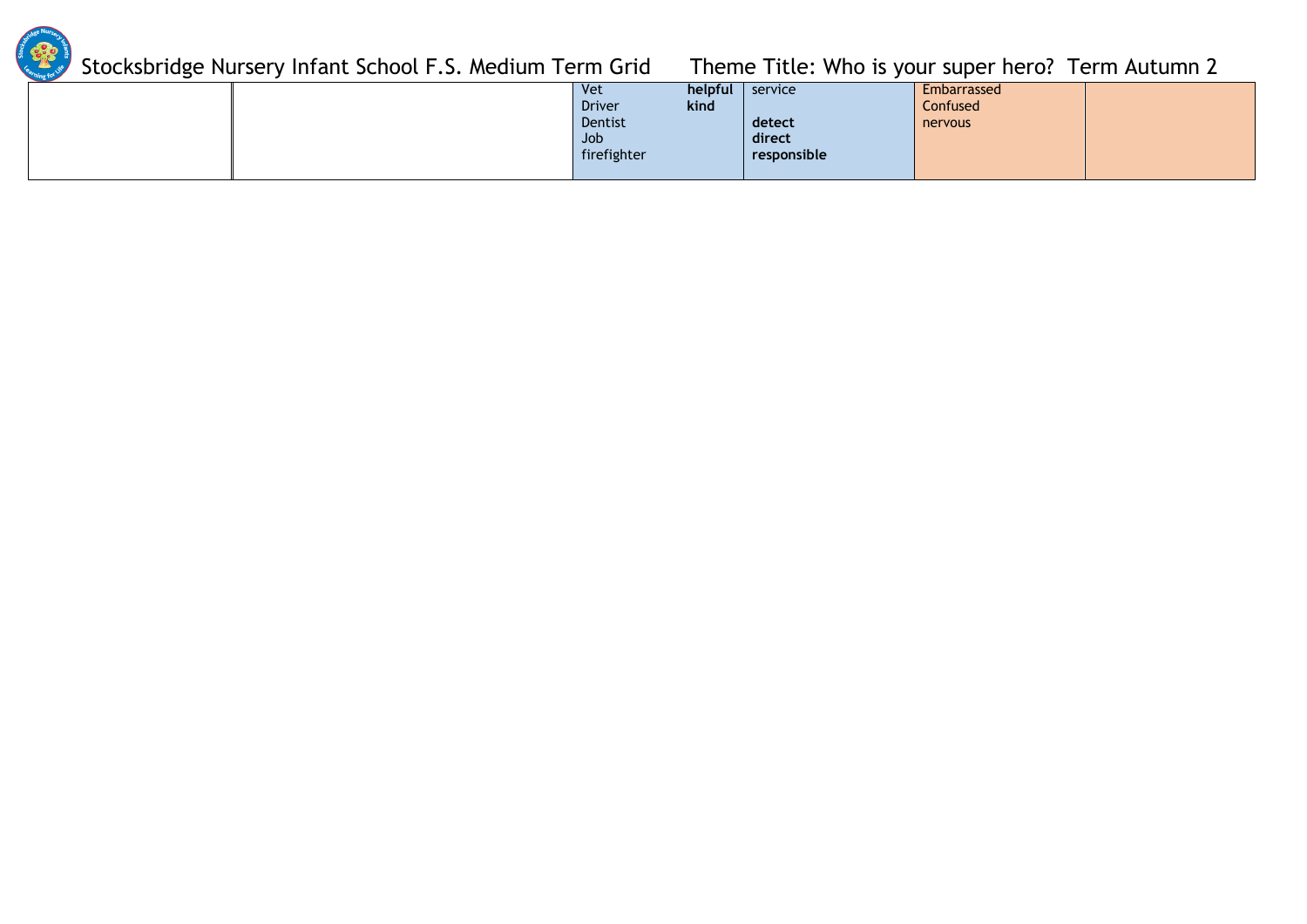# Stocksbridge Nursery Infant School F.S. Medium Term Grid    Theme Title: Who is your super hero?  Term Autumn 2

| | | | | | |
|---|---|---|---|---|---|
| | | Vet<br>Driver<br>Dentist<br>Job<br>firefighter **helpful**<br>**kind** | service<br><br>**detect**<br>**direct**<br>**responsible** | Embarrassed<br>Confused<br>nervous | |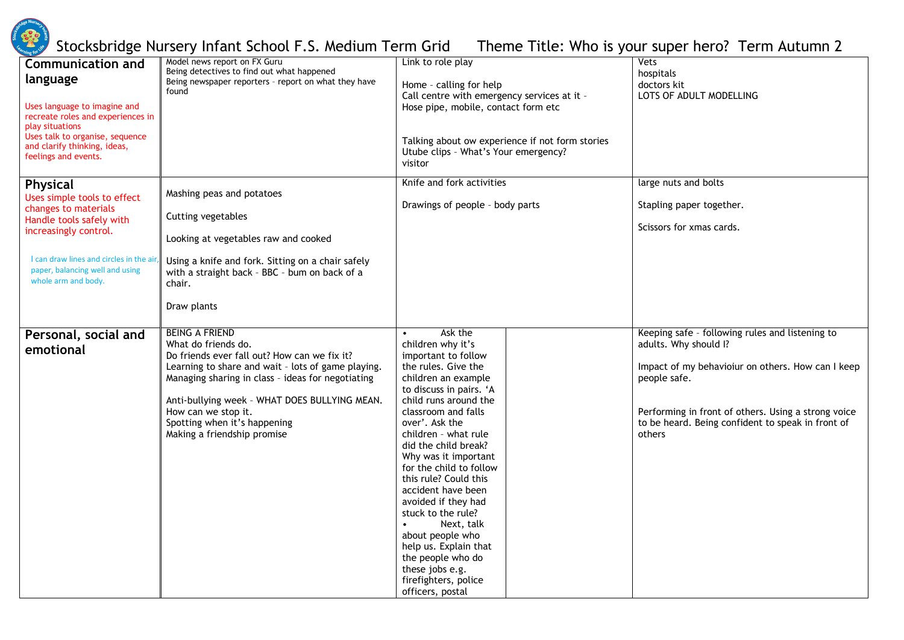# Stocksbridge Nursery Infant School F.S. Medium Term Grid Theme Title: Who is your super hero? Term Autumn 2

| | | | |
|---|---|---|---|
| **Communication and language**<br><br>Uses language to imagine and recreate roles and experiences in play situations<br>Uses talk to organise, sequence and clarify thinking, ideas, feelings and events. | Model news report on FX Guru<br>Being detectives to find out what happened<br>Being newspaper reporters – report on what they have found | Link to role play<br><br>Home – calling for help<br>Call centre with emergency services at it – Hose pipe, mobile, contact form etc<br><br>Talking about ow experience if not form stories<br>Utube clips – What's Your emergency?<br>visitor | Vets<br>hospitals<br>doctors kit<br>LOTS OF ADULT MODELLING |
| **Physical**<br>Uses simple tools to effect changes to materials<br>Handle tools safely with increasingly control.<br><br>I can draw lines and circles in the air, paper, balancing well and using whole arm and body. | Mashing peas and potatoes<br><br>Cutting vegetables<br><br>Looking at vegetables raw and cooked<br><br>Using a knife and fork. Sitting on a chair safely with a straight back – BBC – bum on back of a chair.<br><br>Draw plants | Knife and fork activities<br><br>Drawings of people – body parts | large nuts and bolts<br><br>Stapling paper together.<br><br>Scissors for xmas cards. |
| **Personal, social and emotional** | BEING A FRIEND<br>What do friends do.<br>Do friends ever fall out? How can we fix it?<br>Learning to share and wait – lots of game playing.<br>Managing sharing in class – ideas for negotiating<br><br>Anti-bullying week – WHAT DOES BULLYING MEAN. How can we stop it.<br>Spotting when it's happening<br>Making a friendship promise | • Ask the children why it's important to follow the rules. Give the children an example to discuss in pairs. 'A child runs around the classroom and falls over'. Ask the children – what rule did the child break? Why was it important for the child to follow this rule? Could this accident have been avoided if they had stuck to the rule?<br>• Next, talk about people who help us. Explain that the people who do these jobs e.g. firefighters, police officers, postal | Keeping safe – following rules and listening to adults. Why should I?<br><br>Impact of my behavioiur on others. How can I keep people safe.<br><br>Performing in front of others. Using a strong voice to be heard. Being confident to speak in front of others |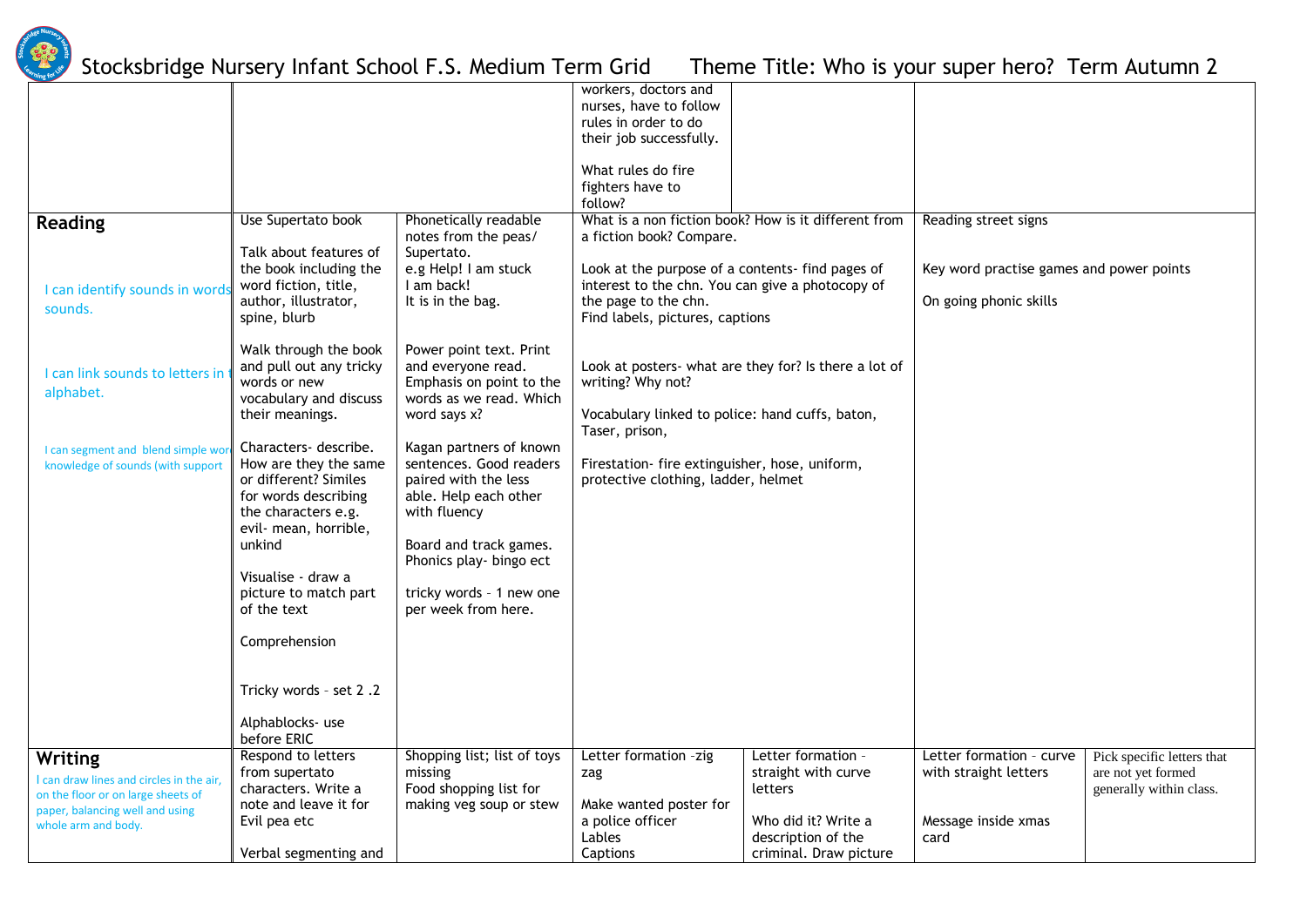# Stocksbridge Nursery Infant School F.S. Medium Term Grid Theme Title: Who is your super hero? Term Autumn 2

| | | | | | | |
|---|---|---|---|---|---|---|
| | | | workers, doctors and nurses, have to follow rules in order to do their job successfully.<br><br>What rules do fire fighters have to follow? | | | |
| **Reading**<br><br>I can identify sounds in words sounds.<br><br>I can link sounds to letters in alphabet.<br><br>I can segment and blend simple wor knowledge of sounds (with support | Use Supertato book<br><br>Talk about features of the book including the word fiction, title, author, illustrator, spine, blurb<br><br>Walk through the book and pull out any tricky words or new vocabulary and discuss their meanings.<br><br>Characters- describe. How are they the same or different? Similes for words describing the characters e.g. evil- mean, horrible, unkind<br><br>Visualise - draw a picture to match part of the text<br><br>Comprehension<br><br>Tricky words – set 2 .2<br><br>Alphablocks- use before ERIC | Phonetically readable notes from the peas/ Supertato.<br>e.g Help! I am stuck<br>I am back!<br>It is in the bag.<br><br>Power point text. Print and everyone read. Emphasis on point to the words as we read. Which word says x?<br><br>Kagan partners of known sentences. Good readers paired with the less able. Help each other with fluency<br><br>Board and track games. Phonics play- bingo ect<br><br>tricky words – 1 new one per week from here. | What is a non fiction book? How is it different from a fiction book? Compare.<br><br>Look at the purpose of a contents- find pages of interest to the chn. You can give a photocopy of the page to the chn.<br>Find labels, pictures, captions<br><br>Look at posters- what are they for? Is there a lot of writing? Why not?<br><br>Vocabulary linked to police: hand cuffs, baton, Taser, prison,<br><br>Firestation- fire extinguisher, hose, uniform, protective clothing, ladder, helmet | | Reading street signs<br><br>Key word practise games and power points<br><br>On going phonic skills | |
| **Writing**<br>I can draw lines and circles in the air, on the floor or on large sheets of paper, balancing well and using whole arm and body. | Respond to letters from supertato characters. Write a note and leave it for Evil pea etc<br><br>Verbal segmenting and | Shopping list; list of toys missing<br>Food shopping list for making veg soup or stew | Letter formation -zig zag<br><br>Make wanted poster for a police officer<br>Lables<br>Captions | Letter formation - straight with curve letters<br><br>Who did it? Write a description of the criminal. Draw picture | Letter formation - curve with straight letters<br><br>Message inside xmas card | Pick specific letters that are not yet formed generally within class. |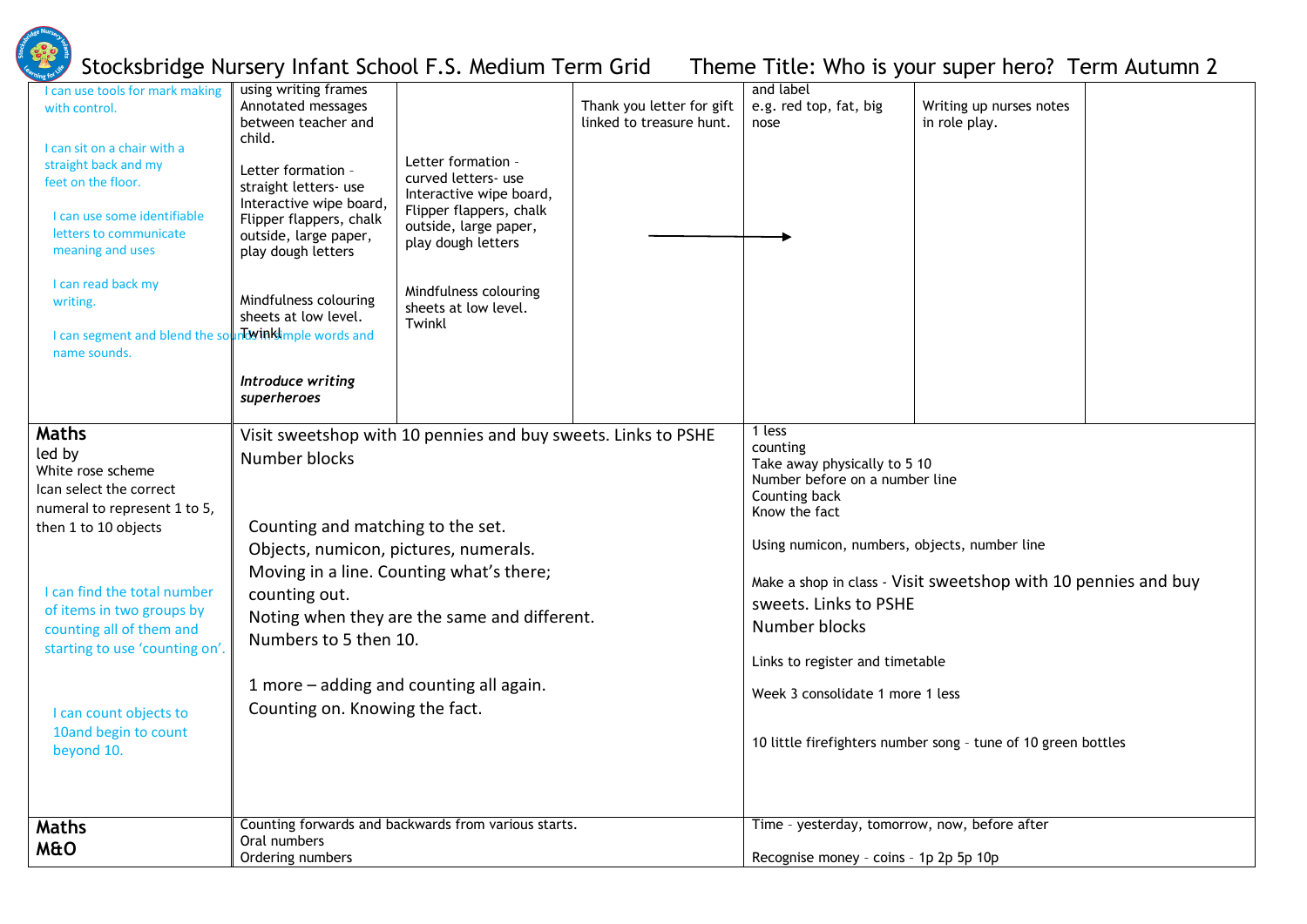# Stocksbridge Nursery Infant School F.S. Medium Term Grid Theme Title: Who is your super hero? Term Autumn 2

| | | | | | | |
|---|---|---|---|---|---|---|
| I can use tools for mark making with control.<br><br>I can sit on a chair with a straight back and my feet on the floor.<br><br>I can use some identifiable letters to communicate meaning and uses<br><br>I can read back my writing.<br><br>I can segment and blend the sounds in simple words and name sounds. | using writing frames<br>Annotated messages between teacher and child.<br><br>Letter formation - straight letters- use Interactive wipe board, Flipper flappers, chalk outside, large paper, play dough letters<br><br>Mindfulness colouring sheets at low level. Twinkl<br><br>***Introduce writing superheroes*** | Letter formation - curved letters- use Interactive wipe board, Flipper flappers, chalk outside, large paper, play dough letters<br><br>Mindfulness colouring sheets at low level. Twinkl | Thank you letter for gift linked to treasure hunt.<br><br>→ | and label<br>e.g. red top, fat, big nose | Writing up nurses notes in role play. | |
| **Maths**<br>led by<br>White rose scheme<br>Ican select the correct numeral to represent 1 to 5, then 1 to 10 objects<br><br>I can find the total number of items in two groups by counting all of them and starting to use 'counting on'.<br><br>I can count objects to 10and begin to count beyond 10. | Visit sweetshop with 10 pennies and buy sweets. Links to PSHE<br>Number blocks<br><br>Counting and matching to the set.<br>Objects, numicon, pictures, numerals.<br>Moving in a line. Counting what's there; counting out.<br>Noting when they are the same and different.<br>Numbers to 5 then 10.<br><br>1 more – adding and counting all again.<br>Counting on. Knowing the fact. | | | 1 less<br>counting<br>Take away physically to 5 10<br>Number before on a number line<br>Counting back<br>Know the fact<br><br>Using numicon, numbers, objects, number line<br><br>Make a shop in class - Visit sweetshop with 10 pennies and buy sweets. Links to PSHE<br>Number blocks<br><br>Links to register and timetable<br><br>Week 3 consolidate 1 more 1 less<br><br>10 little firefighters number song – tune of 10 green bottles | | |
| **Maths M&O** | Counting forwards and backwards from various starts.<br>Oral numbers<br>Ordering numbers | | | Time – yesterday, tomorrow, now, before after<br><br>Recognise money – coins – 1p 2p 5p 10p | | |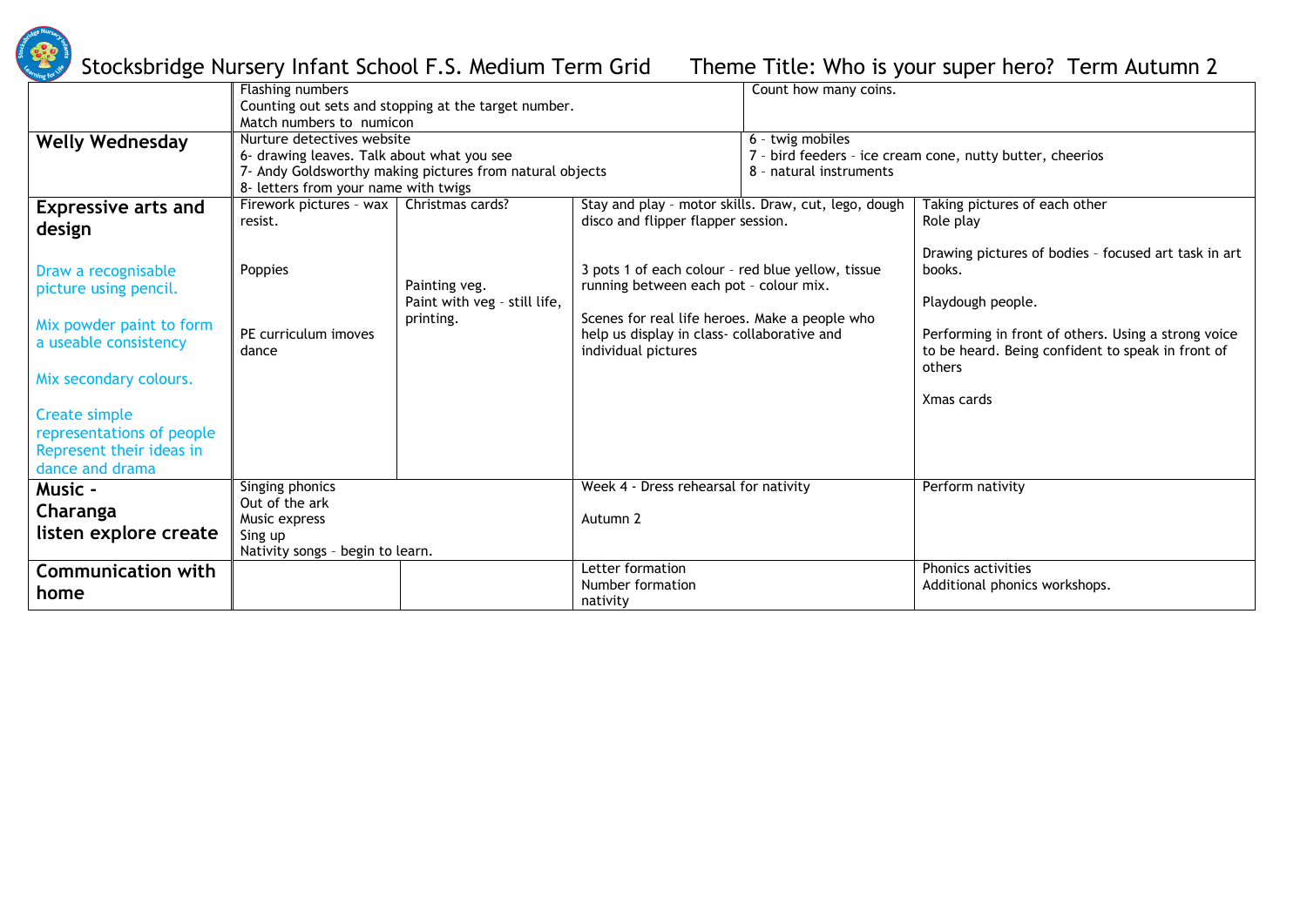# Stocksbridge Nursery Infant School F.S. Medium Term Grid Theme Title: Who is your super hero? Term Autumn 2

| | | | | | |
|---|---|---|---|---|---|
| | Flashing numbers<br>Counting out sets and stopping at the target number.<br>Match numbers to numicon | | | Count how many coins. | |
| **Welly Wednesday** | Nurture detectives website<br>6- drawing leaves. Talk about what you see<br>7- Andy Goldsworthy making pictures from natural objects<br>8- letters from your name with twigs | | | 6 - twig mobiles<br>7 - bird feeders - ice cream cone, nutty butter, cheerios<br>8 - natural instruments | |
| **Expressive arts and design**<br><br>Draw a recognisable picture using pencil.<br><br>Mix powder paint to form a useable consistency<br><br>Mix secondary colours.<br><br>Create simple representations of people Represent their ideas in dance and drama | Firework pictures - wax resist.<br><br>Poppies<br><br>PE curriculum imoves dance | Christmas cards?<br><br>Painting veg.<br>Paint with veg - still life, printing. | Stay and play - motor skills. Draw, cut, lego, dough disco and flipper flapper session.<br><br>3 pots 1 of each colour - red blue yellow, tissue running between each pot - colour mix.<br><br>Scenes for real life heroes. Make a people who help us display in class- collaborative and individual pictures | | Taking pictures of each other<br>Role play<br><br>Drawing pictures of bodies - focused art task in art books.<br><br>Playdough people.<br><br>Performing in front of others. Using a strong voice to be heard. Being confident to speak in front of others<br><br>Xmas cards |
| **Music - Charanga listen explore create** | Singing phonics<br>Out of the ark<br>Music express<br>Sing up<br>Nativity songs - begin to learn. | | Week 4 - Dress rehearsal for nativity<br><br>Autumn 2 | | Perform nativity |
| **Communication with home** | | | Letter formation<br>Number formation<br>nativity | | Phonics activities<br>Additional phonics workshops. |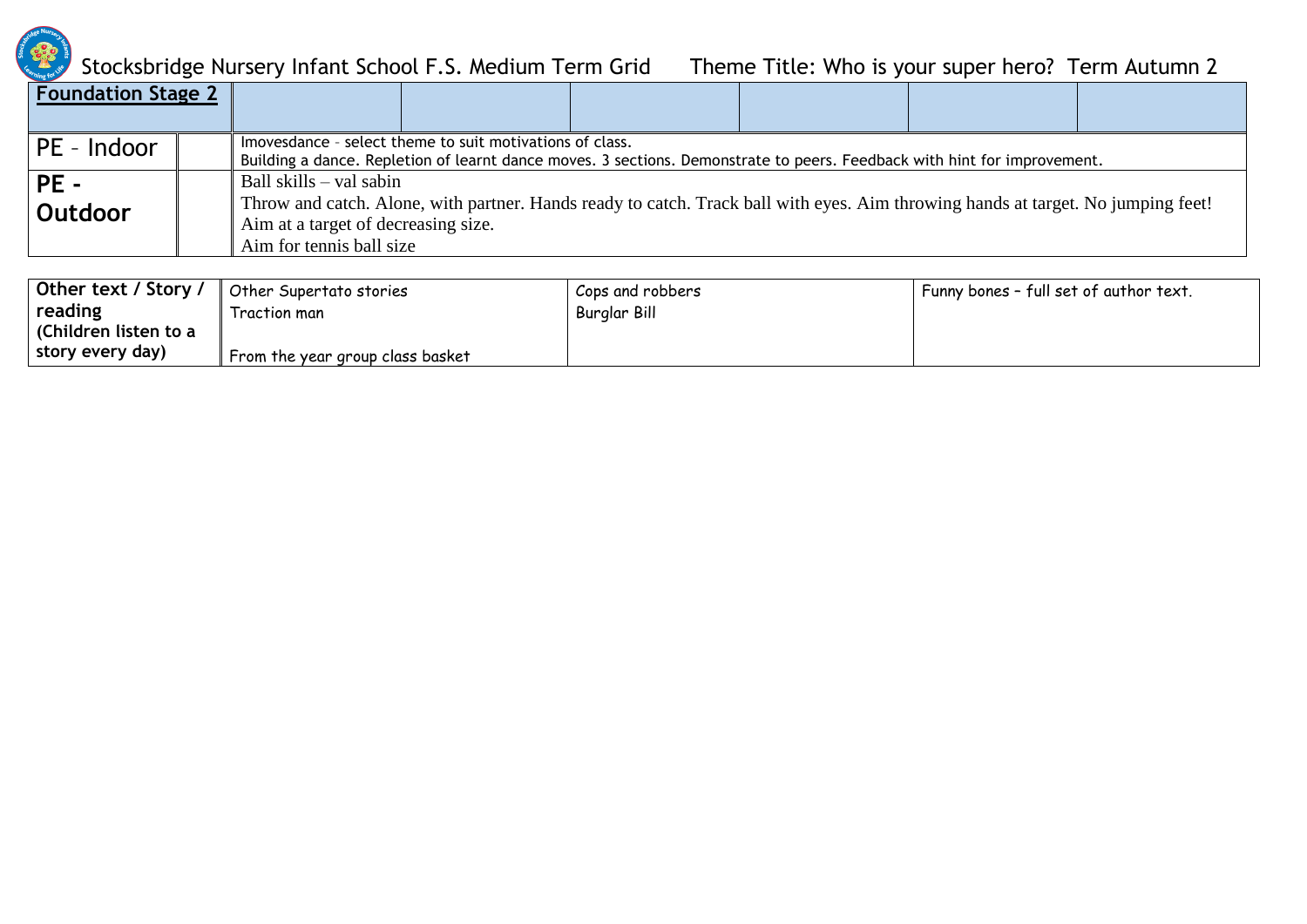Stocksbridge Nursery Infant School F.S. Medium Term Grid Theme Title: Who is your super hero? Term Autumn 2

| **Foundation Stage 2** | | | | | | | |
|---|---|---|---|---|---|---|---|
| PE – Indoor | | Imovesdance - select theme to suit motivations of class.<br>Building a dance. Repletion of learnt dance moves. 3 sections. Demonstrate to peers. Feedback with hint for improvement. | | | | | |
| **PE - Outdoor** | | Ball skills – val sabin<br>Throw and catch. Alone, with partner. Hands ready to catch. Track ball with eyes. Aim throwing hands at target. No jumping feet!<br>Aim at a target of decreasing size.<br>Aim for tennis ball size | | | | | |

| **Other text / Story / reading (Children listen to a story every day)** | Other Supertato stories<br>Traction man<br><br>From the year group class basket | Cops and robbers<br>Burglar Bill | Funny bones – full set of author text. |
|---|---|---|---|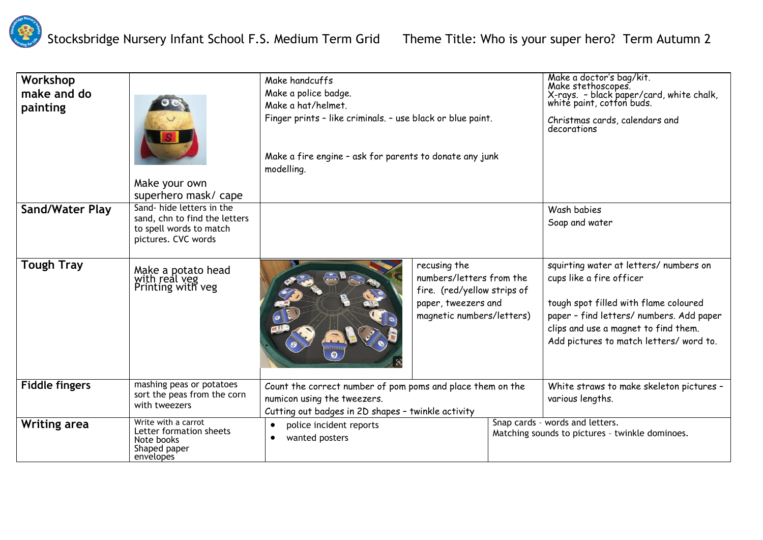Stocksbridge Nursery Infant School F.S. Medium Term Grid    Theme Title: Who is your super hero?  Term Autumn 2

| | | | | |
|---|---|---|---|---|
| **Workshop make and do painting** | Make your own superhero mask/ cape | Make handcuffs<br>Make a police badge.<br>Make a hat/helmet.<br>Finger prints – like criminals. – use black or blue paint.<br><br>Make a fire engine – ask for parents to donate any junk modelling. | | Make a doctor's bag/kit.<br>Make stethoscopes.<br>X-rays. – black paper/card, white chalk, white paint, cotton buds.<br><br>Christmas cards, calendars and decorations |
| **Sand/Water Play** | Sand- hide letters in the sand, chn to find the letters to spell words to match pictures. CVC words | | | Wash babies<br>Soap and water |
| **Tough Tray** | Make a potato head with real veg<br>Printing with veg | | recusing the numbers/letters from the fire. (red/yellow strips of paper, tweezers and magnetic numbers/letters) | squirting water at letters/ numbers on cups like a fire officer<br><br>tough spot filled with flame coloured paper – find letters/ numbers. Add paper clips and use a magnet to find them.<br>Add pictures to match letters/ word to. |
| **Fiddle fingers** | mashing peas or potatoes<br>sort the peas from the corn with tweezers | Count the correct number of pom poms and place them on the numicon using the tweezers.<br>Cutting out badges in 2D shapes – twinkle activity | | White straws to make skeleton pictures – various lengths. |
| **Writing area** | Write with a carrot<br>Letter formation sheets<br>Note books<br>Shaped paper<br>envelopes | • police incident reports<br>• wanted posters | | Snap cards - words and letters.<br>Matching sounds to pictures - twinkle dominoes. |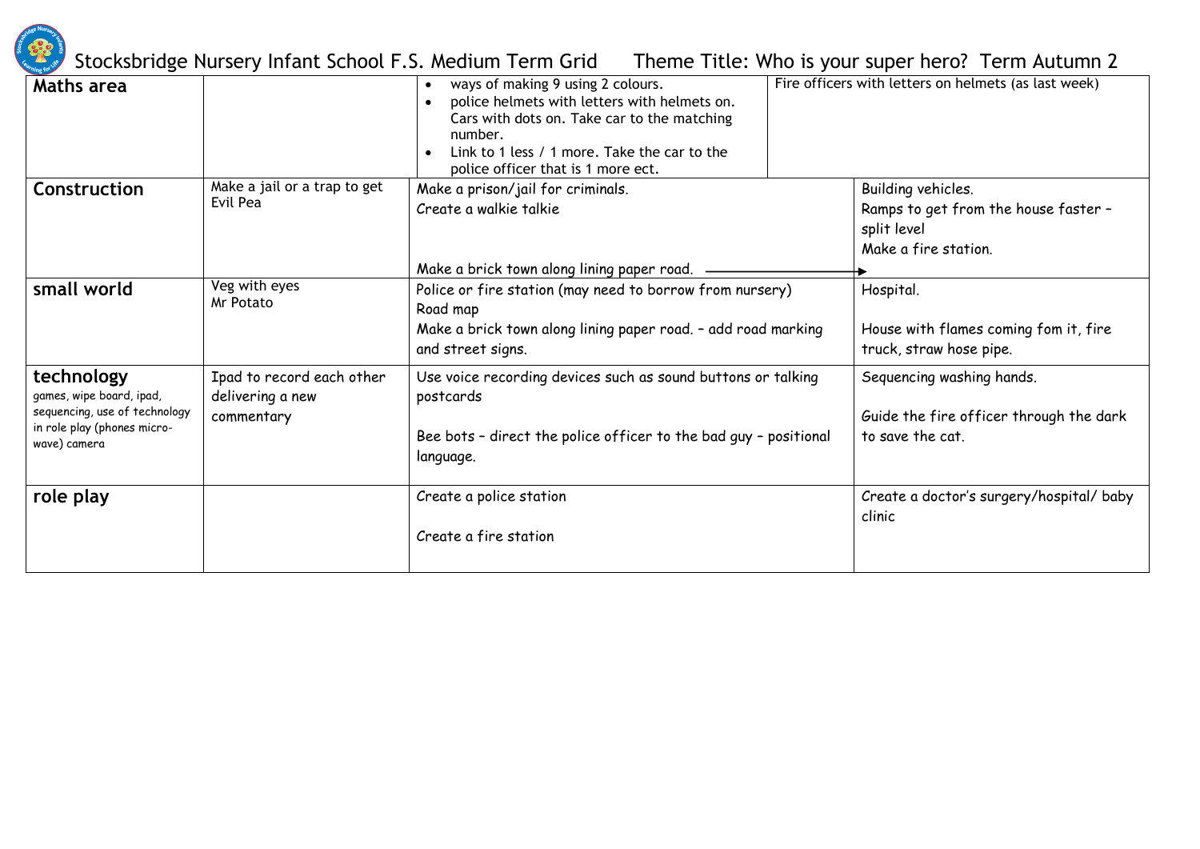Stocksbridge Nursery Infant School F.S. Medium Term Grid     Theme Title: Who is your super hero? Term Autumn 2

| | | | | |
|---|---|---|---|---|
| **Maths area** | | • ways of making 9 using 2 colours.<br>• police helmets with letters with helmets on. Cars with dots on. Take car to the matching number.<br>• Link to 1 less / 1 more. Take the car to the police officer that is 1 more ect. | Fire officers with letters on helmets (as last week) | |
| **Construction** | Make a jail or a trap to get Evil Pea | Make a prison/jail for criminals.<br>Create a walkie talkie<br><br>Make a brick town along lining paper road. ——→ | | Building vehicles.<br>Ramps to get from the house faster – split level<br>Make a fire station. |
| **small world** | Veg with eyes<br>Mr Potato | Police or fire station (may need to borrow from nursery)<br>Road map<br>Make a brick town along lining paper road. – add road marking and street signs. | | Hospital.<br><br>House with flames coming fom it, fire truck, straw hose pipe. |
| **technology**<br>games, wipe board, ipad, sequencing, use of technology in role play (phones micro-wave) camera | Ipad to record each other delivering a new commentary | Use voice recording devices such as sound buttons or talking postcards<br><br>Bee bots – direct the police officer to the bad guy – positional language. | | Sequencing washing hands.<br><br>Guide the fire officer through the dark to save the cat. |
| **role play** | | Create a police station<br><br>Create a fire station | | Create a doctor's surgery/hospital/ baby clinic |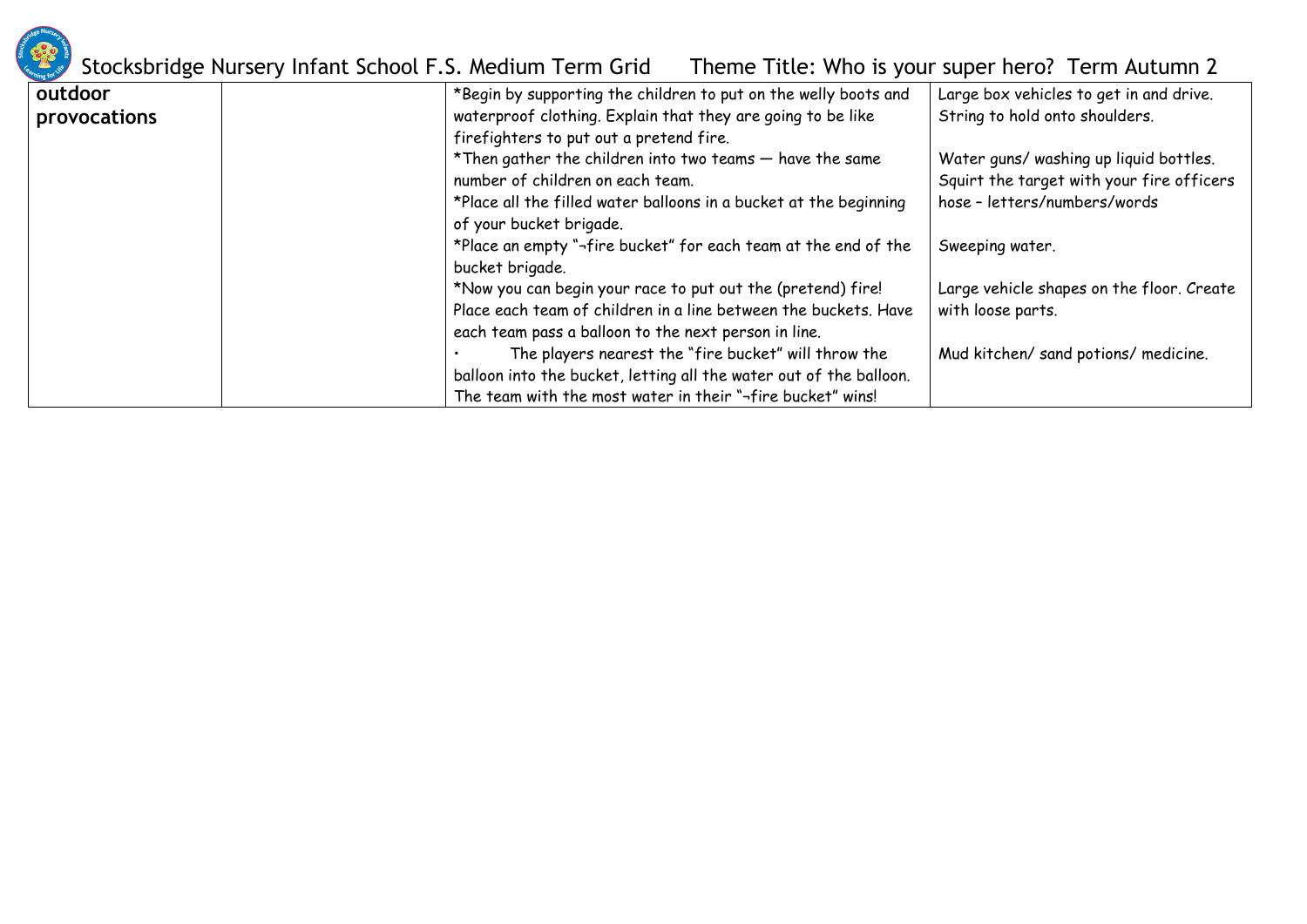Stocksbridge Nursery Infant School F.S. Medium Term Grid Theme Title: Who is your super hero? Term Autumn 2

| | | | |
|---|---|---|---|
| **outdoor provocations** | | *Begin by supporting the children to put on the welly boots and waterproof clothing. Explain that they are going to be like firefighters to put out a pretend fire.<br>*Then gather the children into two teams — have the same number of children on each team.<br>*Place all the filled water balloons in a bucket at the beginning of your bucket brigade.<br>*Place an empty "¬fire bucket" for each team at the end of the bucket brigade.<br>*Now you can begin your race to put out the (pretend) fire! Place each team of children in a line between the buckets. Have each team pass a balloon to the next person in line.<br>• The players nearest the "fire bucket" will throw the balloon into the bucket, letting all the water out of the balloon. The team with the most water in their "¬fire bucket" wins! | Large box vehicles to get in and drive. String to hold onto shoulders.<br><br>Water guns/ washing up liquid bottles. Squirt the target with your fire officers hose – letters/numbers/words<br><br>Sweeping water.<br><br>Large vehicle shapes on the floor. Create with loose parts.<br><br>Mud kitchen/ sand potions/ medicine. |